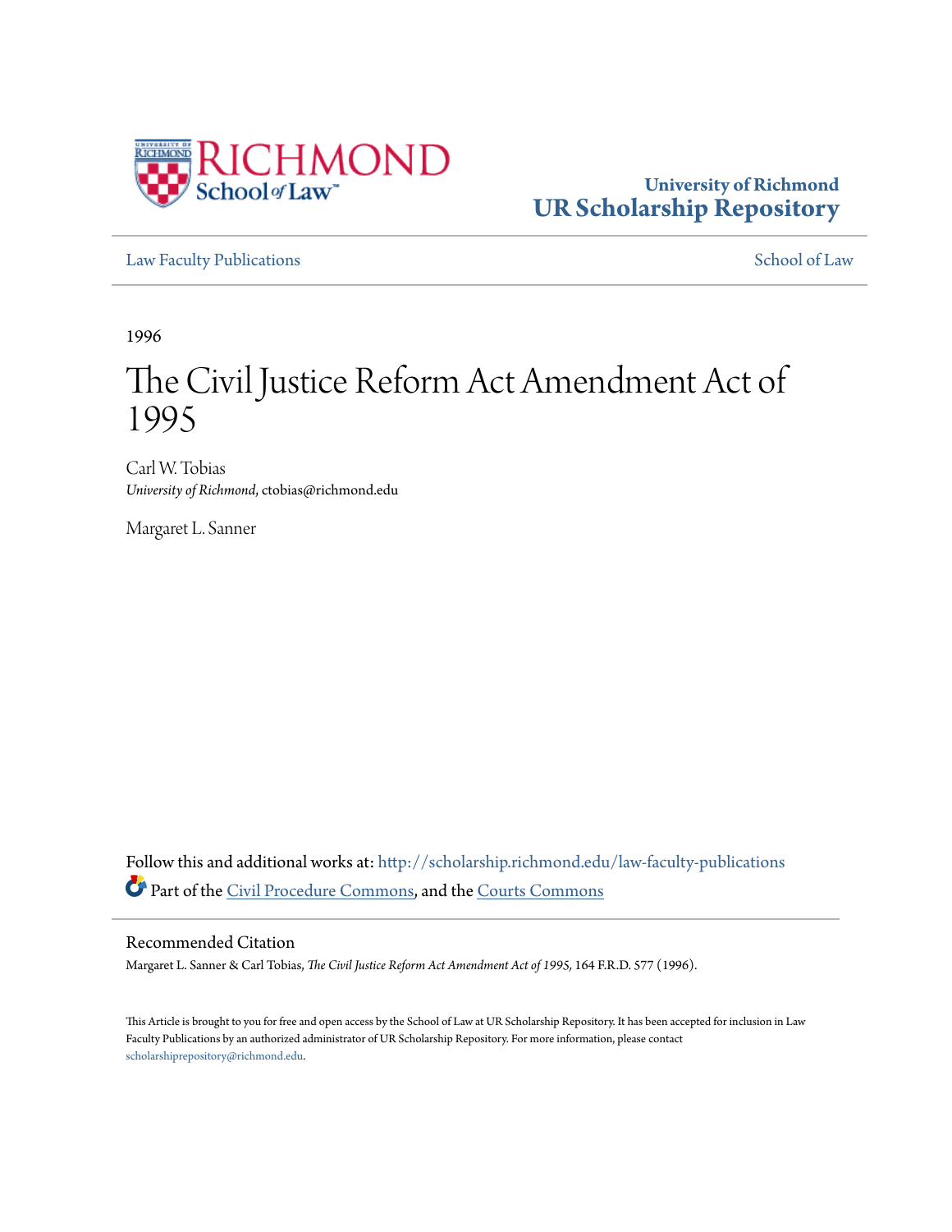University of Richmond
**UR Scholarship Repository**

Law Faculty Publications | School of Law

1996

# The Civil Justice Reform Act Amendment Act of 1995

Carl W. Tobias
*University of Richmond*, ctobias@richmond.edu

Margaret L. Sanner

Follow this and additional works at: http://scholarship.richmond.edu/law-faculty-publications

Part of the Civil Procedure Commons, and the Courts Commons

## Recommended Citation

Margaret L. Sanner & Carl Tobias, *The Civil Justice Reform Act Amendment Act of 1995,* 164 F.R.D. 577 (1996).

This Article is brought to you for free and open access by the School of Law at UR Scholarship Repository. It has been accepted for inclusion in Law Faculty Publications by an authorized administrator of UR Scholarship Repository. For more information, please contact scholarshiprepository@richmond.edu.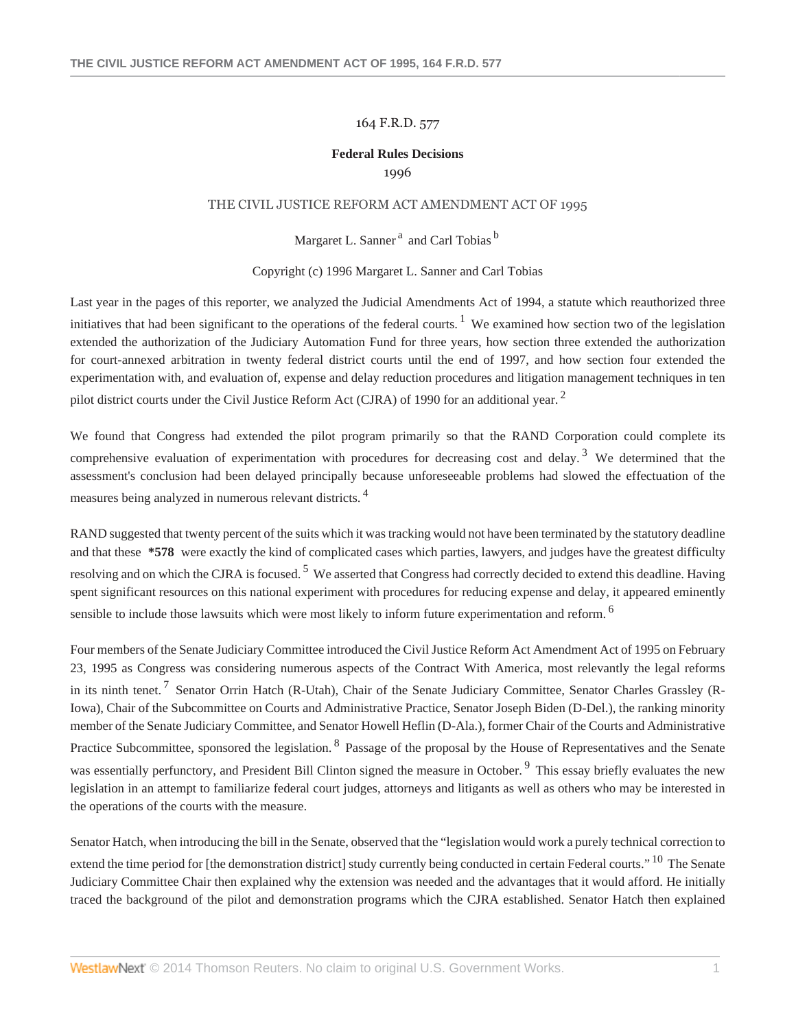164 F.R.D. 577

**Federal Rules Decisions**
1996

THE CIVIL JUSTICE REFORM ACT AMENDMENT ACT OF 1995

Margaret L. Sanner [a] and Carl Tobias [b]

Copyright (c) 1996 Margaret L. Sanner and Carl Tobias

Last year in the pages of this reporter, we analyzed the Judicial Amendments Act of 1994, a statute which reauthorized three initiatives that had been significant to the operations of the federal courts. [1] We examined how section two of the legislation extended the authorization of the Judiciary Automation Fund for three years, how section three extended the authorization for court-annexed arbitration in twenty federal district courts until the end of 1997, and how section four extended the experimentation with, and evaluation of, expense and delay reduction procedures and litigation management techniques in ten pilot district courts under the Civil Justice Reform Act (CJRA) of 1990 for an additional year. [2]

We found that Congress had extended the pilot program primarily so that the RAND Corporation could complete its comprehensive evaluation of experimentation with procedures for decreasing cost and delay. [3] We determined that the assessment's conclusion had been delayed principally because unforeseeable problems had slowed the effectuation of the measures being analyzed in numerous relevant districts. [4]

RAND suggested that twenty percent of the suits which it was tracking would not have been terminated by the statutory deadline and that these **\*578** were exactly the kind of complicated cases which parties, lawyers, and judges have the greatest difficulty resolving and on which the CJRA is focused. [5] We asserted that Congress had correctly decided to extend this deadline. Having spent significant resources on this national experiment with procedures for reducing expense and delay, it appeared eminently sensible to include those lawsuits which were most likely to inform future experimentation and reform. [6]

Four members of the Senate Judiciary Committee introduced the Civil Justice Reform Act Amendment Act of 1995 on February 23, 1995 as Congress was considering numerous aspects of the Contract With America, most relevantly the legal reforms in its ninth tenet. [7] Senator Orrin Hatch (R-Utah), Chair of the Senate Judiciary Committee, Senator Charles Grassley (R-Iowa), Chair of the Subcommittee on Courts and Administrative Practice, Senator Joseph Biden (D-Del.), the ranking minority member of the Senate Judiciary Committee, and Senator Howell Heflin (D-Ala.), former Chair of the Courts and Administrative Practice Subcommittee, sponsored the legislation. [8] Passage of the proposal by the House of Representatives and the Senate was essentially perfunctory, and President Bill Clinton signed the measure in October. [9] This essay briefly evaluates the new legislation in an attempt to familiarize federal court judges, attorneys and litigants as well as others who may be interested in the operations of the courts with the measure.

Senator Hatch, when introducing the bill in the Senate, observed that the "legislation would work a purely technical correction to extend the time period for [the demonstration district] study currently being conducted in certain Federal courts." [10] The Senate Judiciary Committee Chair then explained why the extension was needed and the advantages that it would afford. He initially traced the background of the pilot and demonstration programs which the CJRA established. Senator Hatch then explained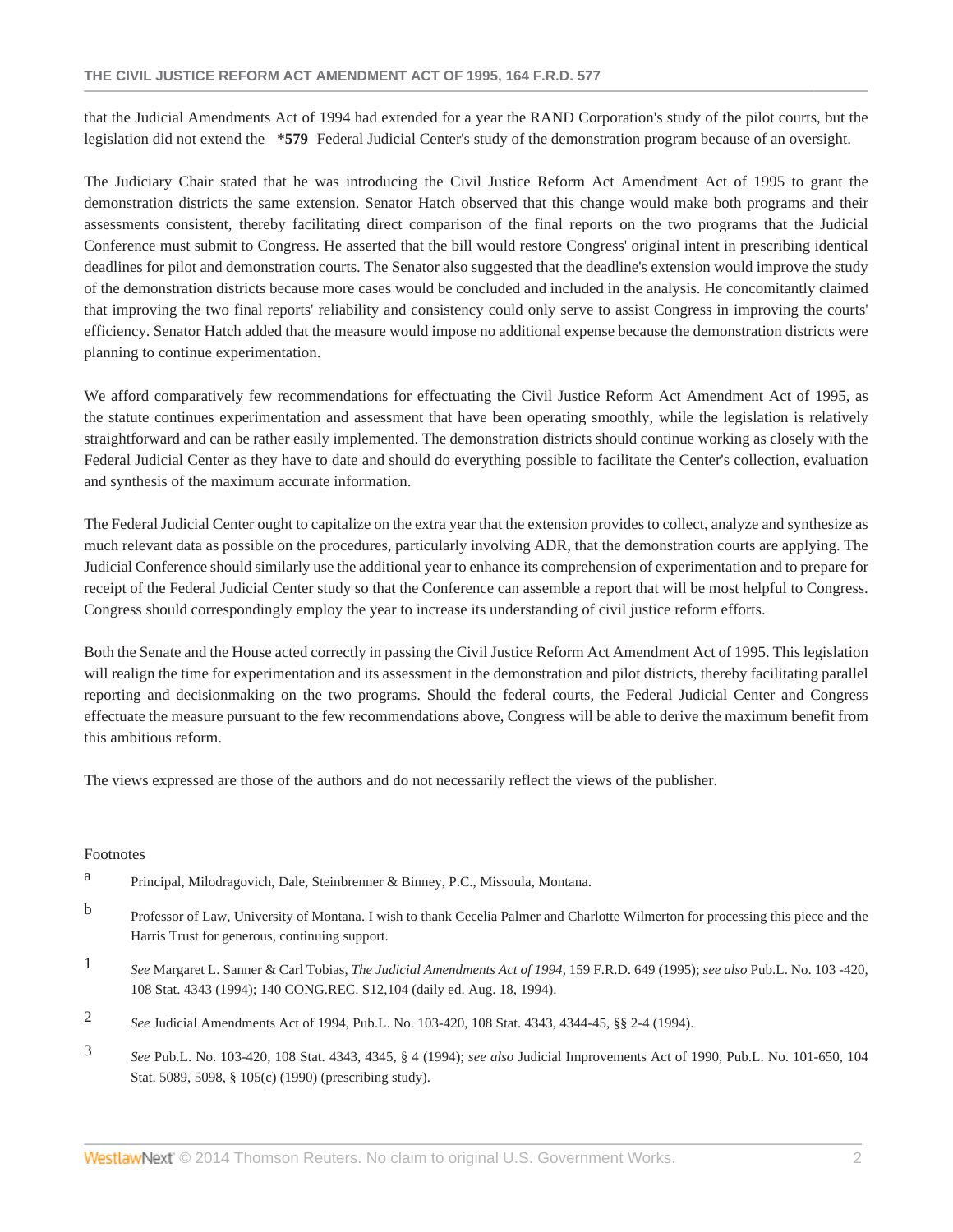that the Judicial Amendments Act of 1994 had extended for a year the RAND Corporation's study of the pilot courts, but the legislation did not extend the **\*579** Federal Judicial Center's study of the demonstration program because of an oversight.

The Judiciary Chair stated that he was introducing the Civil Justice Reform Act Amendment Act of 1995 to grant the demonstration districts the same extension. Senator Hatch observed that this change would make both programs and their assessments consistent, thereby facilitating direct comparison of the final reports on the two programs that the Judicial Conference must submit to Congress. He asserted that the bill would restore Congress' original intent in prescribing identical deadlines for pilot and demonstration courts. The Senator also suggested that the deadline's extension would improve the study of the demonstration districts because more cases would be concluded and included in the analysis. He concomitantly claimed that improving the two final reports' reliability and consistency could only serve to assist Congress in improving the courts' efficiency. Senator Hatch added that the measure would impose no additional expense because the demonstration districts were planning to continue experimentation.

We afford comparatively few recommendations for effectuating the Civil Justice Reform Act Amendment Act of 1995, as the statute continues experimentation and assessment that have been operating smoothly, while the legislation is relatively straightforward and can be rather easily implemented. The demonstration districts should continue working as closely with the Federal Judicial Center as they have to date and should do everything possible to facilitate the Center's collection, evaluation and synthesis of the maximum accurate information.

The Federal Judicial Center ought to capitalize on the extra year that the extension provides to collect, analyze and synthesize as much relevant data as possible on the procedures, particularly involving ADR, that the demonstration courts are applying. The Judicial Conference should similarly use the additional year to enhance its comprehension of experimentation and to prepare for receipt of the Federal Judicial Center study so that the Conference can assemble a report that will be most helpful to Congress. Congress should correspondingly employ the year to increase its understanding of civil justice reform efforts.

Both the Senate and the House acted correctly in passing the Civil Justice Reform Act Amendment Act of 1995. This legislation will realign the time for experimentation and its assessment in the demonstration and pilot districts, thereby facilitating parallel reporting and decisionmaking on the two programs. Should the federal courts, the Federal Judicial Center and Congress effectuate the measure pursuant to the few recommendations above, Congress will be able to derive the maximum benefit from this ambitious reform.

The views expressed are those of the authors and do not necessarily reflect the views of the publisher.

Footnotes

a Principal, Milodragovich, Dale, Steinbrenner & Binney, P.C., Missoula, Montana.

b Professor of Law, University of Montana. I wish to thank Cecelia Palmer and Charlotte Wilmerton for processing this piece and the Harris Trust for generous, continuing support.

1 *See* Margaret L. Sanner & Carl Tobias, *The Judicial Amendments Act of 1994*, 159 F.R.D. 649 (1995); *see also* Pub.L. No. 103 -420, 108 Stat. 4343 (1994); 140 CONG.REC. S12,104 (daily ed. Aug. 18, 1994).

2 *See* Judicial Amendments Act of 1994, Pub.L. No. 103-420, 108 Stat. 4343, 4344-45, §§ 2-4 (1994).

3 *See* Pub.L. No. 103-420, 108 Stat. 4343, 4345, § 4 (1994); *see also* Judicial Improvements Act of 1990, Pub.L. No. 101-650, 104 Stat. 5089, 5098, § 105(c) (1990) (prescribing study).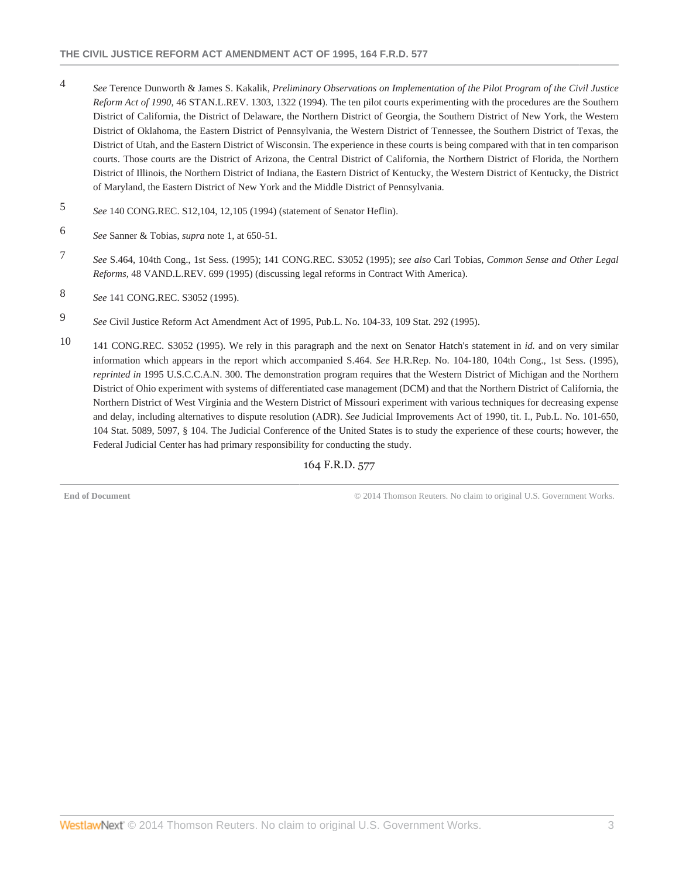4 *See* Terence Dunworth & James S. Kakalik, *Preliminary Observations on Implementation of the Pilot Program of the Civil Justice Reform Act of 1990,* 46 STAN.L.REV. 1303, 1322 (1994). The ten pilot courts experimenting with the procedures are the Southern District of California, the District of Delaware, the Northern District of Georgia, the Southern District of New York, the Western District of Oklahoma, the Eastern District of Pennsylvania, the Western District of Tennessee, the Southern District of Texas, the District of Utah, and the Eastern District of Wisconsin. The experience in these courts is being compared with that in ten comparison courts. Those courts are the District of Arizona, the Central District of California, the Northern District of Florida, the Northern District of Illinois, the Northern District of Indiana, the Eastern District of Kentucky, the Western District of Kentucky, the District of Maryland, the Eastern District of New York and the Middle District of Pennsylvania.

5 *See* 140 CONG.REC. S12,104, 12,105 (1994) (statement of Senator Heflin).

6 *See* Sanner & Tobias, *supra* note 1, at 650-51.

7 *See* S.464, 104th Cong., 1st Sess. (1995); 141 CONG.REC. S3052 (1995); *see also* Carl Tobias, *Common Sense and Other Legal Reforms,* 48 VAND.L.REV. 699 (1995) (discussing legal reforms in Contract With America).

8 *See* 141 CONG.REC. S3052 (1995).

9 *See* Civil Justice Reform Act Amendment Act of 1995, Pub.L. No. 104-33, 109 Stat. 292 (1995).

10 141 CONG.REC. S3052 (1995). We rely in this paragraph and the next on Senator Hatch's statement in *id.* and on very similar information which appears in the report which accompanied S.464. *See* H.R.Rep. No. 104-180, 104th Cong., 1st Sess. (1995), *reprinted in* 1995 U.S.C.C.A.N. 300. The demonstration program requires that the Western District of Michigan and the Northern District of Ohio experiment with systems of differentiated case management (DCM) and that the Northern District of California, the Northern District of West Virginia and the Western District of Missouri experiment with various techniques for decreasing expense and delay, including alternatives to dispute resolution (ADR). *See* Judicial Improvements Act of 1990, tit. I., Pub.L. No. 101-650, 104 Stat. 5089, 5097, § 104. The Judicial Conference of the United States is to study the experience of these courts; however, the Federal Judicial Center has had primary responsibility for conducting the study.

164 F.R.D. 577

End of Document